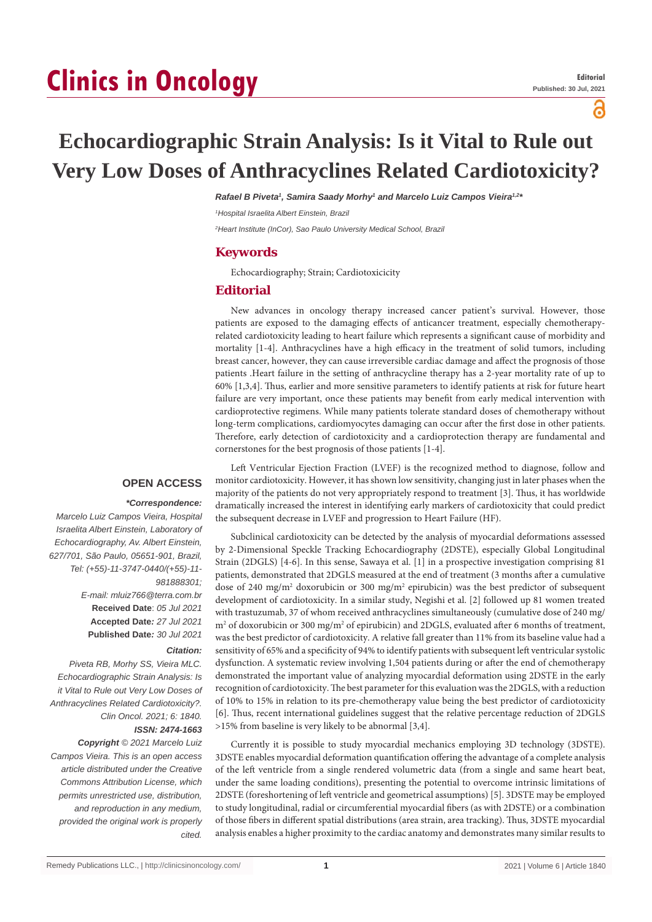# Clinics in Oncology

**Editorial**
**Published: 30 Jul, 2021**

# Echocardiographic Strain Analysis: Is it Vital to Rule out Very Low Doses of Anthracyclines Related Cardiotoxicity?

***Rafael B Piveta[1], Samira Saady Morhy[1] and Marcelo Luiz Campos Vieira[1,2]****

*[1]Hospital Israelita Albert Einstein, Brazil*

*[2]Heart Institute (InCor), Sao Paulo University Medical School, Brazil*

## Keywords

Echocardiography; Strain; Cardiotoxicicity

## Editorial

New advances in oncology therapy increased cancer patient's survival. However, those patients are exposed to the damaging effects of anticancer treatment, especially chemotherapy-related cardiotoxicity leading to heart failure which represents a significant cause of morbidity and mortality [1-4]. Anthracyclines have a high efficacy in the treatment of solid tumors, including breast cancer, however, they can cause irreversible cardiac damage and affect the prognosis of those patients .Heart failure in the setting of anthracycline therapy has a 2-year mortality rate of up to 60% [1,3,4]. Thus, earlier and more sensitive parameters to identify patients at risk for future heart failure are very important, once these patients may benefit from early medical intervention with cardioprotective regimens. While many patients tolerate standard doses of chemotherapy without long-term complications, cardiomyocytes damaging can occur after the first dose in other patients. Therefore, early detection of cardiotoxicity and a cardioprotection therapy are fundamental and cornerstones for the best prognosis of those patients [1-4].

Left Ventricular Ejection Fraction (LVEF) is the recognized method to diagnose, follow and monitor cardiotoxicity. However, it has shown low sensitivity, changing just in later phases when the majority of the patients do not very appropriately respond to treatment [3]. Thus, it has worldwide dramatically increased the interest in identifying early markers of cardiotoxicity that could predict the subsequent decrease in LVEF and progression to Heart Failure (HF).

Subclinical cardiotoxicity can be detected by the analysis of myocardial deformations assessed by 2-Dimensional Speckle Tracking Echocardiography (2DSTE), especially Global Longitudinal Strain (2DGLS) [4-6]. In this sense, Sawaya et al. [1] in a prospective investigation comprising 81 patients, demonstrated that 2DGLS measured at the end of treatment (3 months after a cumulative dose of 240 mg/m$^2$ doxorubicin or 300 mg/m$^2$ epirubicin) was the best predictor of subsequent development of cardiotoxicity. In a similar study, Negishi et al. [2] followed up 81 women treated with trastuzumab, 37 of whom received anthracyclines simultaneously (cumulative dose of 240 mg/m$^2$ of doxorubicin or 300 mg/m$^2$ of epirubicin) and 2DGLS, evaluated after 6 months of treatment, was the best predictor of cardiotoxicity. A relative fall greater than 11% from its baseline value had a sensitivity of 65% and a specificity of 94% to identify patients with subsequent left ventricular systolic dysfunction. A systematic review involving 1,504 patients during or after the end of chemotherapy demonstrated the important value of analyzing myocardial deformation using 2DSTE in the early recognition of cardiotoxicity. The best parameter for this evaluation was the 2DGLS, with a reduction of 10% to 15% in relation to its pre-chemotherapy value being the best predictor of cardiotoxicity [6]. Thus, recent international guidelines suggest that the relative percentage reduction of 2DGLS >15% from baseline is very likely to be abnormal [3,4].

Currently it is possible to study myocardial mechanics employing 3D technology (3DSTE). 3DSTE enables myocardial deformation quantification offering the advantage of a complete analysis of the left ventricle from a single rendered volumetric data (from a single and same heart beat, under the same loading conditions), presenting the potential to overcome intrinsic limitations of 2DSTE (foreshortening of left ventricle and geometrical assumptions) [5]. 3DSTE may be employed to study longitudinal, radial or circumferential myocardial fibers (as with 2DSTE) or a combination of those fibers in different spatial distributions (area strain, area tracking). Thus, 3DSTE myocardial analysis enables a higher proximity to the cardiac anatomy and demonstrates many similar results to

**OPEN ACCESS**

***Correspondence:**
*Marcelo Luiz Campos Vieira, Hospital Israelita Albert Einstein, Laboratory of Echocardiography, Av. Albert Einstein, 627/701, São Paulo, 05651-901, Brazil, Tel: (+55)-11-3747-0440/(+55)-11-981888301;*
*E-mail: mluiz766@terra.com.br*
**Received Date**: *05 Jul 2021*
**Accepted Date***: 27 Jul 2021*
**Published Date***: 30 Jul 2021*

***Citation:***
*Piveta RB, Morhy SS, Vieira MLC. Echocardiographic Strain Analysis: Is it Vital to Rule out Very Low Doses of Anthracyclines Related Cardiotoxicity?. Clin Oncol. 2021; 6: 1840.*
***ISSN: 2474-1663***

***Copyright** © 2021 Marcelo Luiz Campos Vieira. This is an open access article distributed under the Creative Commons Attribution License, which permits unrestricted use, distribution, and reproduction in any medium, provided the original work is properly cited.*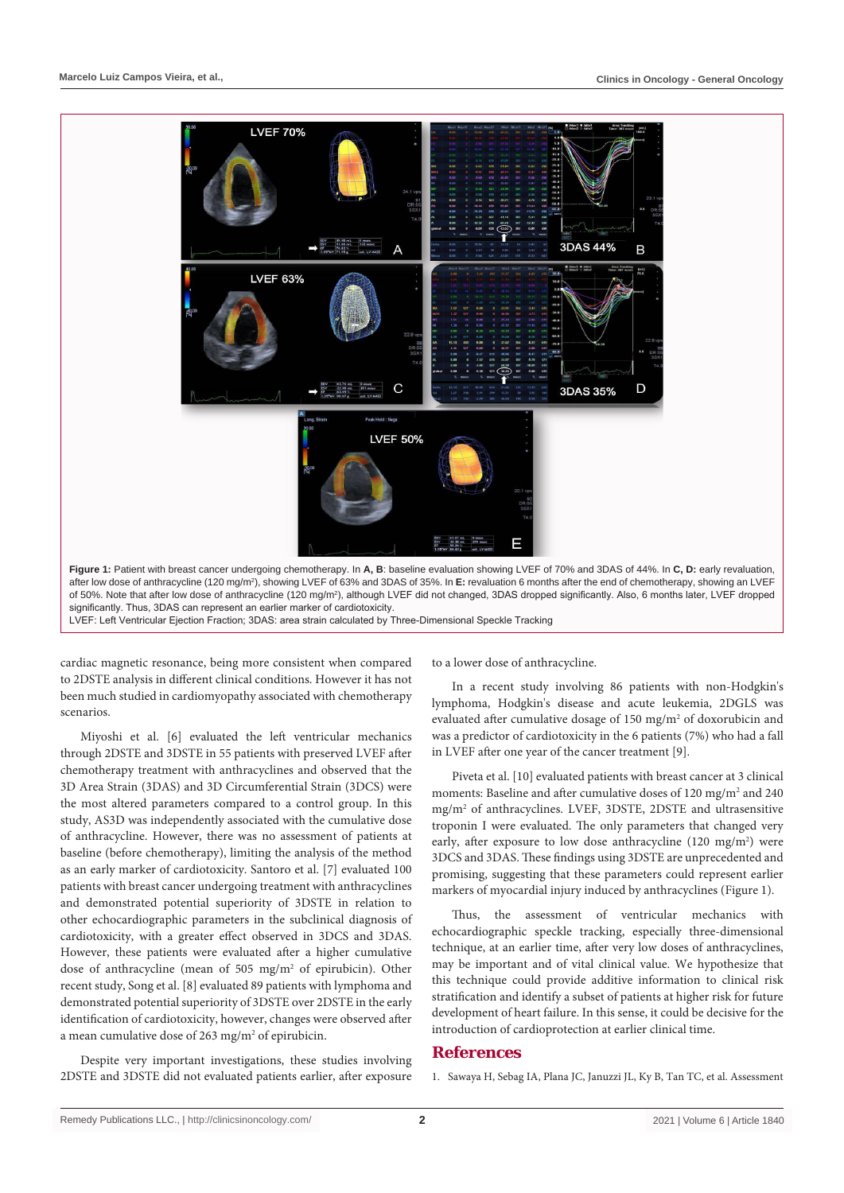**Figure 1:** Patient with breast cancer undergoing chemotherapy. In **A, B**: baseline evaluation showing LVEF of 70% and 3DAS of 44%. In **C, D:** early revaluation, after low dose of anthracycline (120 mg/m²), showing LVEF of 63% and 3DAS of 35%. In **E:** reevaluation 6 months after the end of chemotherapy, showing an LVEF of 50%. Note that after low dose of anthracycline (120 mg/m²), although LVEF did not changed, 3DAS dropped significantly. Also, 6 months later, LVEF dropped significantly. Thus, 3DAS can represent an earlier marker of cardiotoxicity.
LVEF: Left Ventricular Ejection Fraction; 3DAS: area strain calculated by Three-Dimensional Speckle Tracking

cardiac magnetic resonance, being more consistent when compared to 2DSTE analysis in different clinical conditions. However it has not been much studied in cardiomyopathy associated with chemotherapy scenarios.

Miyoshi et al. [6] evaluated the left ventricular mechanics through 2DSTE and 3DSTE in 55 patients with preserved LVEF after chemotherapy treatment with anthracyclines and observed that the 3D Area Strain (3DAS) and 3D Circumferential Strain (3DCS) were the most altered parameters compared to a control group. In this study, AS3D was independently associated with the cumulative dose of anthracycline. However, there was no assessment of patients at baseline (before chemotherapy), limiting the analysis of the method as an early marker of cardiotoxicity. Santoro et al. [7] evaluated 100 patients with breast cancer undergoing treatment with anthracyclines and demonstrated potential superiority of 3DSTE in relation to other echocardiographic parameters in the subclinical diagnosis of cardiotoxicity, with a greater effect observed in 3DCS and 3DAS. However, these patients were evaluated after a higher cumulative dose of anthracycline (mean of 505 mg/m² of epirubicin). Other recent study, Song et al. [8] evaluated 89 patients with lymphoma and demonstrated potential superiority of 3DSTE over 2DSTE in the early identification of cardiotoxicity, however, changes were observed after a mean cumulative dose of 263 mg/m² of epirubicin.

Despite very important investigations, these studies involving 2DSTE and 3DSTE did not evaluated patients earlier, after exposure to a lower dose of anthracycline.

In a recent study involving 86 patients with non-Hodgkin's lymphoma, Hodgkin's disease and acute leukemia, 2DGLS was evaluated after cumulative dosage of 150 mg/m² of doxorubicin and was a predictor of cardiotoxicity in the 6 patients (7%) who had a fall in LVEF after one year of the cancer treatment [9].

Piveta et al. [10] evaluated patients with breast cancer at 3 clinical moments: Baseline and after cumulative doses of 120 mg/m² and 240 mg/m² of anthracyclines. LVEF, 3DSTE, 2DSTE and ultrasensitive troponin I were evaluated. The only parameters that changed very early, after exposure to low dose anthracycline (120 mg/m²) were 3DCS and 3DAS. These findings using 3DSTE are unprecedented and promising, suggesting that these parameters could represent earlier markers of myocardial injury induced by anthracyclines (Figure 1).

Thus, the assessment of ventricular mechanics with echocardiographic speckle tracking, especially three-dimensional technique, at an earlier time, after very low doses of anthracyclines, may be important and of vital clinical value. We hypothesize that this technique could provide additive information to clinical risk stratification and identify a subset of patients at higher risk for future development of heart failure. In this sense, it could be decisive for the introduction of cardioprotection at earlier clinical time.

## References

1. Sawaya H, Sebag IA, Plana JC, Januzzi JL, Ky B, Tan TC, et al. Assessment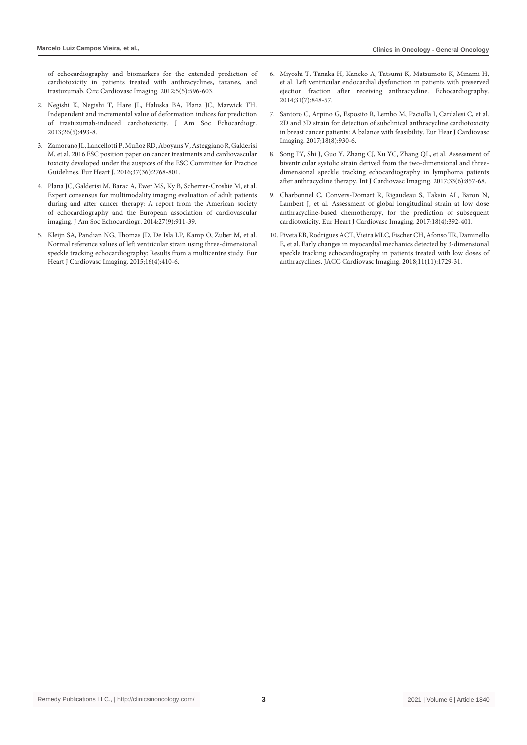of echocardiography and biomarkers for the extended prediction of cardiotoxicity in patients treated with anthracyclines, taxanes, and trastuzumab. Circ Cardiovasc Imaging. 2012;5(5):596-603.

2. Negishi K, Negishi T, Hare JL, Haluska BA, Plana JC, Marwick TH. Independent and incremental value of deformation indices for prediction of trastuzumab-induced cardiotoxicity. J Am Soc Echocardiogr. 2013;26(5):493-8.

3. Zamorano JL, Lancellotti P, Muñoz RD, Aboyans V, Asteggiano R, Galderisi M, et al. 2016 ESC position paper on cancer treatments and cardiovascular toxicity developed under the auspices of the ESC Committee for Practice Guidelines. Eur Heart J. 2016;37(36):2768-801.

4. Plana JC, Galderisi M, Barac A, Ewer MS, Ky B, Scherrer-Crosbie M, et al. Expert consensus for multimodality imaging evaluation of adult patients during and after cancer therapy: A report from the American society of echocardiography and the European association of cardiovascular imaging. J Am Soc Echocardiogr. 2014;27(9):911-39.

5. Kleijn SA, Pandian NG, Thomas JD, De Isla LP, Kamp O, Zuber M, et al. Normal reference values of left ventricular strain using three-dimensional speckle tracking echocardiography: Results from a multicentre study. Eur Heart J Cardiovasc Imaging. 2015;16(4):410-6.

6. Miyoshi T, Tanaka H, Kaneko A, Tatsumi K, Matsumoto K, Minami H, et al. Left ventricular endocardial dysfunction in patients with preserved ejection fraction after receiving anthracycline. Echocardiography. 2014;31(7):848-57.

7. Santoro C, Arpino G, Esposito R, Lembo M, Paciolla I, Cardalesi C, et al. 2D and 3D strain for detection of subclinical anthracycline cardiotoxicity in breast cancer patients: A balance with feasibility. Eur Hear J Cardiovasc Imaging. 2017;18(8):930-6.

8. Song FY, Shi J, Guo Y, Zhang CJ, Xu YC, Zhang QL, et al. Assessment of biventricular systolic strain derived from the two-dimensional and three-dimensional speckle tracking echocardiography in lymphoma patients after anthracycline therapy. Int J Cardiovasc Imaging. 2017;33(6):857-68.

9. Charbonnel C, Convers-Domart R, Rigaudeau S, Taksin AL, Baron N, Lambert J, et al. Assessment of global longitudinal strain at low dose anthracycline-based chemotherapy, for the prediction of subsequent cardiotoxicity. Eur Heart J Cardiovasc Imaging. 2017;18(4):392-401.

10. Piveta RB, Rodrigues ACT, Vieira MLC, Fischer CH, Afonso TR, Daminello E, et al. Early changes in myocardial mechanics detected by 3-dimensional speckle tracking echocardiography in patients treated with low doses of anthracyclines. JACC Cardiovasc Imaging. 2018;11(11):1729-31.